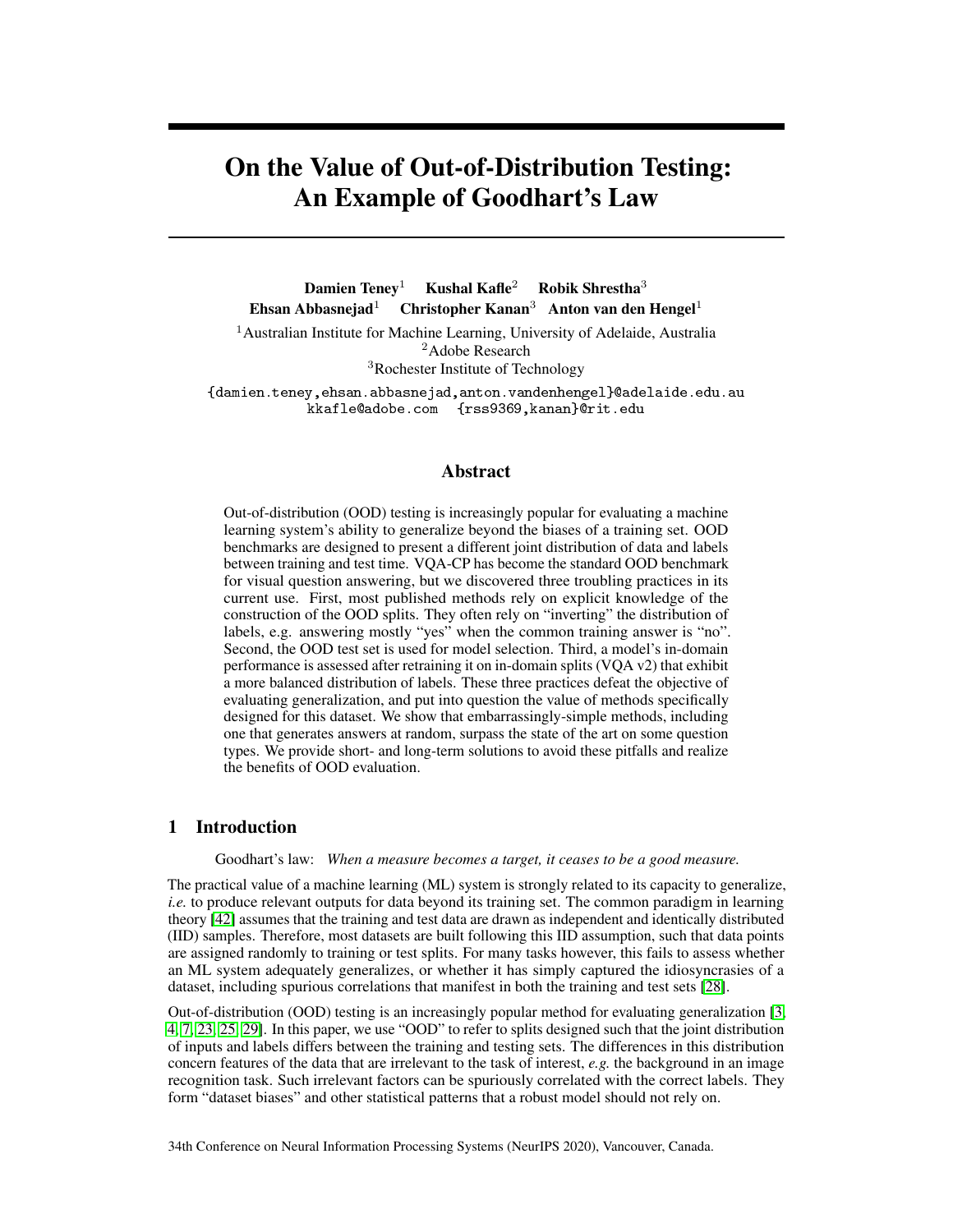# On the Value of Out-of-Distribution Testing: An Example of Goodhart's Law

**Damien Teney**[1] **Kushal Kafle**[2] **Robik Shrestha**[3]
**Ehsan Abbasnejad**[1] **Christopher Kanan**[3] **Anton van den Hengel**[1]

[1]Australian Institute for Machine Learning, University of Adelaide, Australia
[2]Adobe Research
[3]Rochester Institute of Technology

{damien.teney,ehsan.abbasnejad,anton.vandenhengel}@adelaide.edu.au
kkafle@adobe.com {rss9369,kanan}@rit.edu

## Abstract

Out-of-distribution (OOD) testing is increasingly popular for evaluating a machine learning system's ability to generalize beyond the biases of a training set. OOD benchmarks are designed to present a different joint distribution of data and labels between training and test time. VQA-CP has become the standard OOD benchmark for visual question answering, but we discovered three troubling practices in its current use. First, most published methods rely on explicit knowledge of the construction of the OOD splits. They often rely on "inverting" the distribution of labels, e.g. answering mostly "yes" when the common training answer is "no". Second, the OOD test set is used for model selection. Third, a model's in-domain performance is assessed after retraining it on in-domain splits (VQA v2) that exhibit a more balanced distribution of labels. These three practices defeat the objective of evaluating generalization, and put into question the value of methods specifically designed for this dataset. We show that embarrassingly-simple methods, including one that generates answers at random, surpass the state of the art on some question types. We provide short- and long-term solutions to avoid these pitfalls and realize the benefits of OOD evaluation.

## 1 Introduction

Goodhart's law: *When a measure becomes a target, it ceases to be a good measure.*

The practical value of a machine learning (ML) system is strongly related to its capacity to generalize, *i.e.* to produce relevant outputs for data beyond its training set. The common paradigm in learning theory [42] assumes that the training and test data are drawn as independent and identically distributed (IID) samples. Therefore, most datasets are built following this IID assumption, such that data points are assigned randomly to training or test splits. For many tasks however, this fails to assess whether an ML system adequately generalizes, or whether it has simply captured the idiosyncrasies of a dataset, including spurious correlations that manifest in both the training and test sets [28].

Out-of-distribution (OOD) testing is an increasingly popular method for evaluating generalization [3, 4, 7, 23, 25, 29]. In this paper, we use "OOD" to refer to splits designed such that the joint distribution of inputs and labels differs between the training and testing sets. The differences in this distribution concern features of the data that are irrelevant to the task of interest, *e.g.* the background in an image recognition task. Such irrelevant factors can be spuriously correlated with the correct labels. They form "dataset biases" and other statistical patterns that a robust model should not rely on.

34th Conference on Neural Information Processing Systems (NeurIPS 2020), Vancouver, Canada.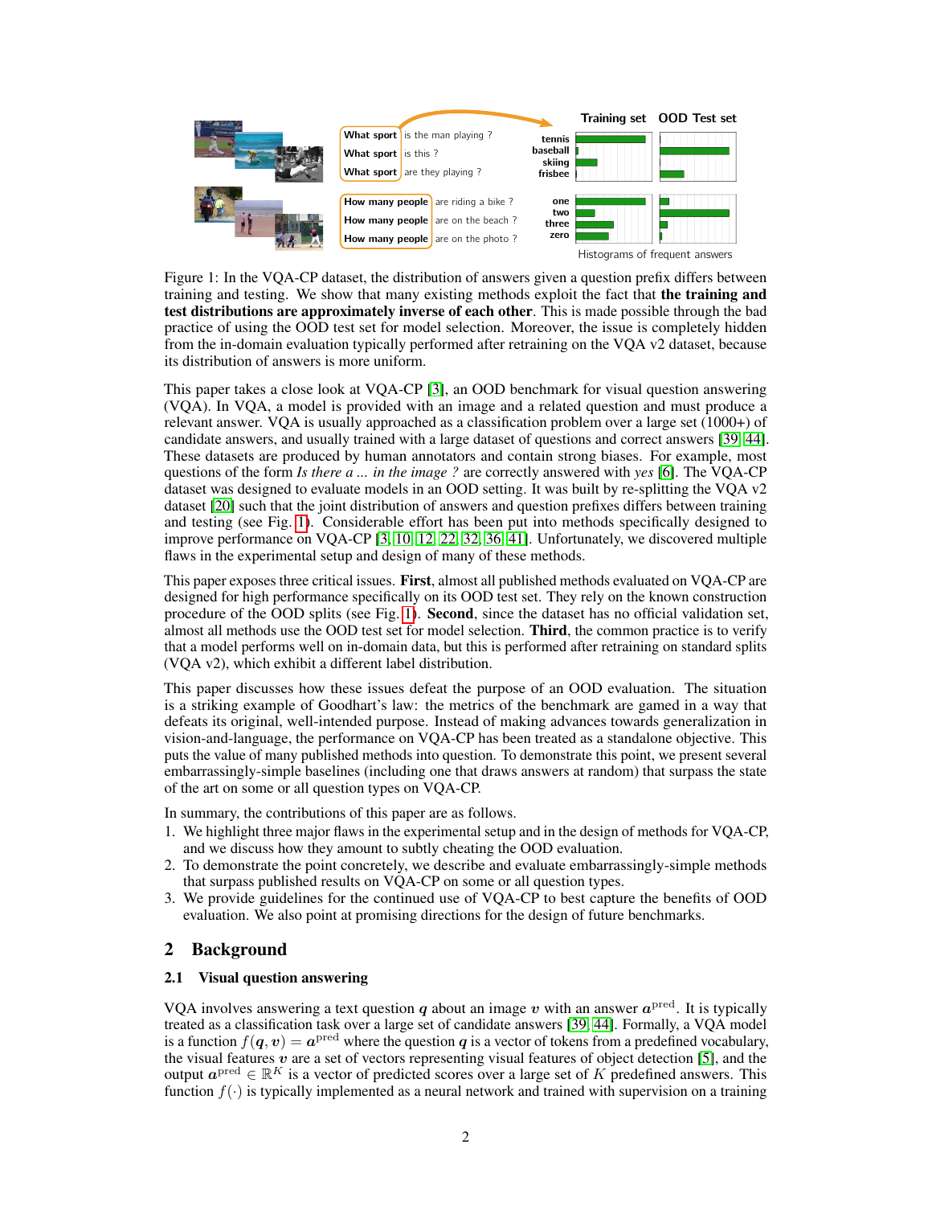Figure 1: In the VQA-CP dataset, the distribution of answers given a question prefix differs between training and testing. We show that many existing methods exploit the fact that **the training and test distributions are approximately inverse of each other**. This is made possible through the bad practice of using the OOD test set for model selection. Moreover, the issue is completely hidden from the in-domain evaluation typically performed after retraining on the VQA v2 dataset, because its distribution of answers is more uniform.

This paper takes a close look at VQA-CP [3], an OOD benchmark for visual question answering (VQA). In VQA, a model is provided with an image and a related question and must produce a relevant answer. VQA is usually approached as a classification problem over a large set (1000+) of candidate answers, and usually trained with a large dataset of questions and correct answers [39, 44]. These datasets are produced by human annotators and contain strong biases. For example, most questions of the form *Is there a ... in the image ?* are correctly answered with *yes* [6]. The VQA-CP dataset was designed to evaluate models in an OOD setting. It was built by re-splitting the VQA v2 dataset [20] such that the joint distribution of answers and question prefixes differs between training and testing (see Fig. 1). Considerable effort has been put into methods specifically designed to improve performance on VQA-CP [3, 10, 12, 22, 32, 36, 41]. Unfortunately, we discovered multiple flaws in the experimental setup and design of many of these methods.

This paper exposes three critical issues. **First**, almost all published methods evaluated on VQA-CP are designed for high performance specifically on its OOD test set. They rely on the known construction procedure of the OOD splits (see Fig. 1). **Second**, since the dataset has no official validation set, almost all methods use the OOD test set for model selection. **Third**, the common practice is to verify that a model performs well on in-domain data, but this is performed after retraining on standard splits (VQA v2), which exhibit a different label distribution.

This paper discusses how these issues defeat the purpose of an OOD evaluation. The situation is a striking example of Goodhart's law: the metrics of the benchmark are gamed in a way that defeats its original, well-intended purpose. Instead of making advances towards generalization in vision-and-language, the performance on VQA-CP has been treated as a standalone objective. This puts the value of many published methods into question. To demonstrate this point, we present several embarrassingly-simple baselines (including one that draws answers at random) that surpass the state of the art on some or all question types on VQA-CP.

In summary, the contributions of this paper are as follows.

1. We highlight three major flaws in the experimental setup and in the design of methods for VQA-CP, and we discuss how they amount to subtly cheating the OOD evaluation.
2. To demonstrate the point concretely, we describe and evaluate embarrassingly-simple methods that surpass published results on VQA-CP on some or all question types.
3. We provide guidelines for the continued use of VQA-CP to best capture the benefits of OOD evaluation. We also point at promising directions for the design of future benchmarks.

## 2 Background

### 2.1 Visual question answering

VQA involves answering a text question $\boldsymbol{q}$ about an image $\boldsymbol{v}$ with an answer $\boldsymbol{a}^{\text{pred}}$. It is typically treated as a classification task over a large set of candidate answers [39, 44]. Formally, a VQA model is a function $f(\boldsymbol{q}, \boldsymbol{v}) = \boldsymbol{a}^{\text{pred}}$ where the question $\boldsymbol{q}$ is a vector of tokens from a predefined vocabulary, the visual features $\boldsymbol{v}$ are a set of vectors representing visual features of object detection [5], and the output $\boldsymbol{a}^{\text{pred}} \in \mathbb{R}^K$ is a vector of predicted scores over a large set of $K$ predefined answers. This function $f(\cdot)$ is typically implemented as a neural network and trained with supervision on a training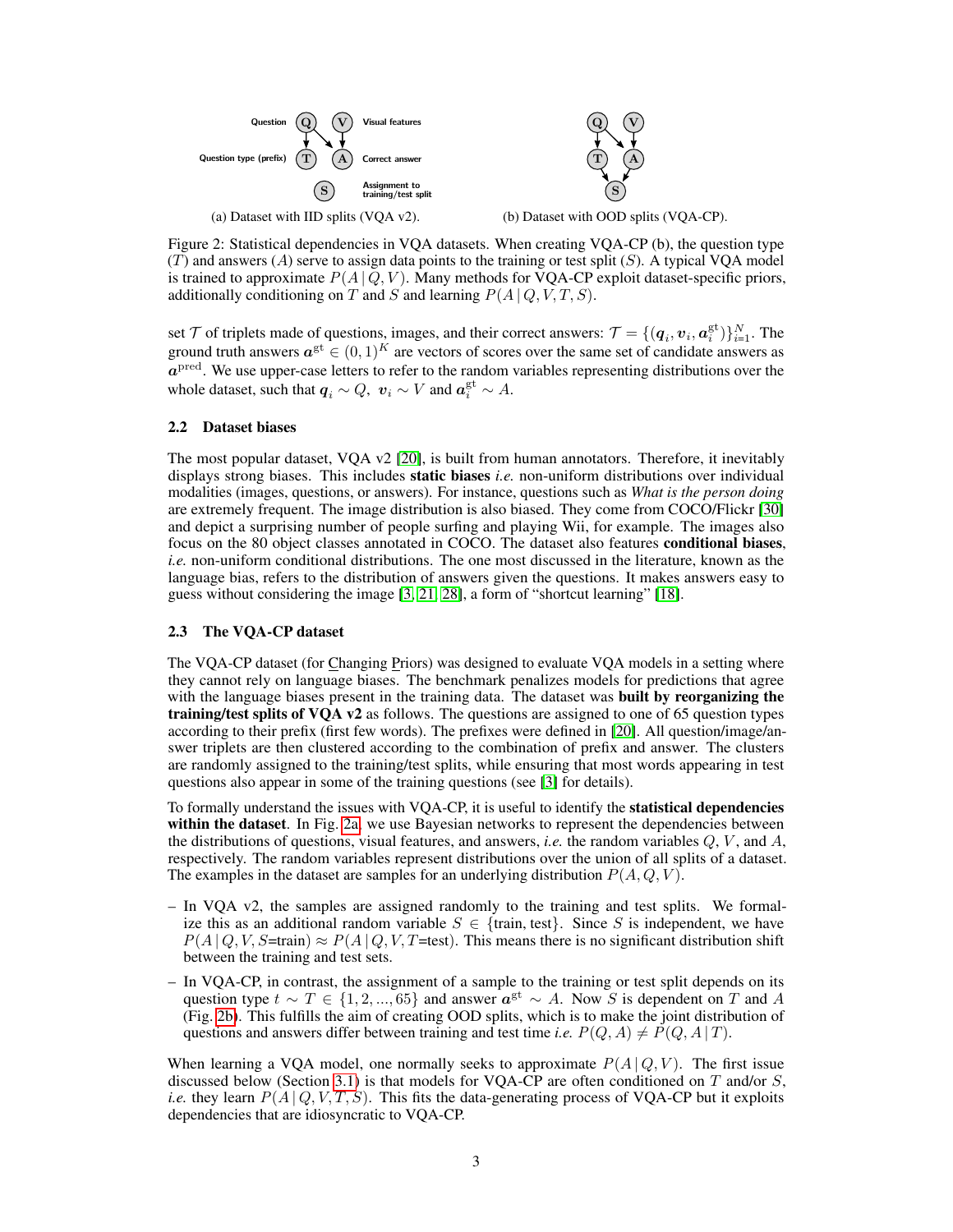Question Q V Visual features

Question type (prefix) T A Correct answer

S Assignment to training/test split

(a) Dataset with IID splits (VQA v2).

(b) Dataset with OOD splits (VQA-CP).

Figure 2: Statistical dependencies in VQA datasets. When creating VQA-CP (b), the question type ($T$) and answers ($A$) serve to assign data points to the training or test split ($S$). A typical VQA model is trained to approximate $P(A \,|\, Q, V)$. Many methods for VQA-CP exploit dataset-specific priors, additionally conditioning on $T$ and $S$ and learning $P(A \,|\, Q, V, T, S)$.

set $\mathcal{T}$ of triplets made of questions, images, and their correct answers: $\mathcal{T} = \{(\boldsymbol{q}_i, \boldsymbol{v}_i, \boldsymbol{a}_i^{\text{gt}})\}_{i=1}^{N}$. The ground truth answers $\boldsymbol{a}^{\text{gt}} \in (0,1)^K$ are vectors of scores over the same set of candidate answers as $\boldsymbol{a}^{\text{pred}}$. We use upper-case letters to refer to the random variables representing distributions over the whole dataset, such that $\boldsymbol{q}_i \sim Q$, $\boldsymbol{v}_i \sim V$ and $\boldsymbol{a}_i^{\text{gt}} \sim A$.

### 2.2 Dataset biases

The most popular dataset, VQA v2 [20], is built from human annotators. Therefore, it inevitably displays strong biases. This includes **static biases** *i.e.* non-uniform distributions over individual modalities (images, questions, or answers). For instance, questions such as *What is the person doing* are extremely frequent. The image distribution is also biased. They come from COCO/Flickr [30] and depict a surprising number of people surfing and playing Wii, for example. The images also focus on the 80 object classes annotated in COCO. The dataset also features **conditional biases**, *i.e.* non-uniform conditional distributions. The one most discussed in the literature, known as the language bias, refers to the distribution of answers given the questions. It makes answers easy to guess without considering the image [3, 21, 28], a form of "shortcut learning" [18].

### 2.3 The VQA-CP dataset

The VQA-CP dataset (for Changing Priors) was designed to evaluate VQA models in a setting where they cannot rely on language biases. The benchmark penalizes models for predictions that agree with the language biases present in the training data. The dataset was **built by reorganizing the training/test splits of VQA v2** as follows. The questions are assigned to one of 65 question types according to their prefix (first few words). The prefixes were defined in [20]. All question/image/answer triplets are then clustered according to the combination of prefix and answer. The clusters are randomly assigned to the training/test splits, while ensuring that most words appearing in test questions also appear in some of the training questions (see [3] for details).

To formally understand the issues with VQA-CP, it is useful to identify the **statistical dependencies within the dataset**. In Fig. 2a, we use Bayesian networks to represent the dependencies between the distributions of questions, visual features, and answers, *i.e.* the random variables $Q$, $V$, and $A$, respectively. The random variables represent distributions over the union of all splits of a dataset. The examples in the dataset are samples for an underlying distribution $P(A, Q, V)$.

- In VQA v2, the samples are assigned randomly to the training and test splits. We formalize this as an additional random variable $S \in \{\text{train, test}\}$. Since $S$ is independent, we have $P(A \,|\, Q, V, S\text{=train}) \approx P(A \,|\, Q, V, T\text{=test})$. This means there is no significant distribution shift between the training and test sets.
- In VQA-CP, in contrast, the assignment of a sample to the training or test split depends on its question type $t \sim T \in \{1, 2, ..., 65\}$ and answer $\boldsymbol{a}^{\text{gt}} \sim A$. Now $S$ is dependent on $T$ and $A$ (Fig. 2b). This fulfills the aim of creating OOD splits, which is to make the joint distribution of questions and answers differ between training and test time *i.e.* $P(Q, A) \neq P(Q, A \,|\, T)$.

When learning a VQA model, one normally seeks to approximate $P(A \,|\, Q, V)$. The first issue discussed below (Section 3.1) is that models for VQA-CP are often conditioned on $T$ and/or $S$, *i.e.* they learn $P(A \,|\, Q, V, T, S)$. This fits the data-generating process of VQA-CP but it exploits dependencies that are idiosyncratic to VQA-CP.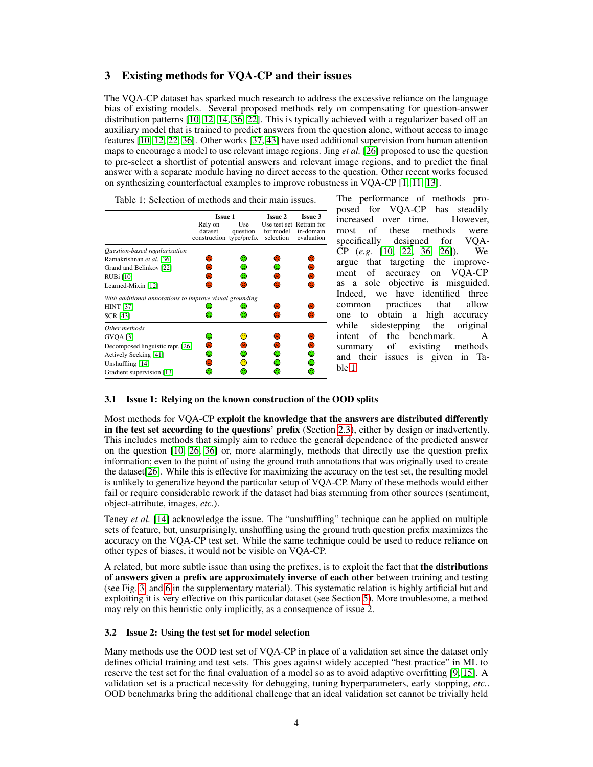## 3 Existing methods for VQA-CP and their issues

The VQA-CP dataset has sparked much research to address the excessive reliance on the language bias of existing models. Several proposed methods rely on compensating for question-answer distribution patterns [10, 12, 14, 36, 22]. This is typically achieved with a regularizer based off an auxiliary model that is trained to predict answers from the question alone, without access to image features [10, 12, 22, 36]. Other works [37, 43] have used additional supervision from human attention maps to encourage a model to use relevant image regions. Jing *et al.* [26] proposed to use the question to pre-select a shortlist of potential answers and relevant image regions, and to predict the final answer with a separate module having no direct access to the question. Other recent works focused on synthesizing counterfactual examples to improve robustness in VQA-CP [1, 11, 13].

Table 1: Selection of methods and their main issues.

| | **Issue 1** | | **Issue 2** | **Issue 3** |
|---|---|---|---|---|
| | Rely on dataset construction | Use question type/prefix | Use test set for model selection | Retrain for in-domain evaluation |
| *Question-based regularization* | | | | |
| Ramakrishnan *et al.* [36] | 😞 | 🙂 | 😞 | 😞 |
| Grand and Belinkov [22] | 😞 | 🙂 | 🙂 | 😞 |
| RUBi [10] | 😞 | 🙂 | 😞 | 😞 |
| Learned-Mixin [12] | 😞 | 😞 | 😞 | 😞 |
| *With additional annotations to improve visual grounding* | | | | |
| HINT [37] | 🙂 | 🙂 | 😞 | 😞 |
| SCR [43] | 🙂 | 🙂 | 😞 | 😞 |
| *Other methods* | | | | |
| GVQA [3] | 🙂 | 😐 | 😞 | 😞 |
| Decomposed linguistic repr. [26] | 😞 | 😞 | 😞 | 😞 |
| Actively Seeking [41] | 🙂 | 🙂 | 🙂 | 🙂 |
| Unshuffling [14] | 😞 | 😐 | 🙂 | 🙂 |
| Gradient supervision [13] | 🙂 | 🙂 | 🙂 | 🙂 |

The performance of methods proposed for VQA-CP has steadily increased over time. However, most of these methods were specifically designed for VQA-CP (*e.g.* [10, 22, 36, 26]). We argue that targeting the improvement of accuracy on VQA-CP as a sole objective is misguided. Indeed, we have identified three common practices that allow one to obtain a high accuracy while sidestepping the original intent of the benchmark. A summary of existing methods and their issues is given in Table 1.

### 3.1 Issue 1: Relying on the known construction of the OOD splits

Most methods for VQA-CP **exploit the knowledge that the answers are distributed differently in the test set according to the questions' prefix** (Section 2.3), either by design or inadvertently. This includes methods that simply aim to reduce the general dependence of the predicted answer on the question [10, 26, 36] or, more alarmingly, methods that directly use the question prefix information; even to the point of using the ground truth annotations that was originally used to create the dataset[26]. While this is effective for maximizing the accuracy on the test set, the resulting model is unlikely to generalize beyond the particular setup of VQA-CP. Many of these methods would either fail or require considerable rework if the dataset had bias stemming from other sources (sentiment, object-attribute, images, *etc.*).

Teney *et al.* [14] acknowledge the issue. The "unshuffling" technique can be applied on multiple sets of feature, but, unsurprisingly, unshuffling using the ground truth question prefix maximizes the accuracy on the VQA-CP test set. While the same technique could be used to reduce reliance on other types of biases, it would not be visible on VQA-CP.

A related, but more subtle issue than using the prefixes, is to exploit the fact that **the distributions of answers given a prefix are approximately inverse of each other** between training and testing (see Fig. 3, and 6 in the supplementary material). This systematic relation is highly artificial but and exploiting it is very effective on this particular dataset (see Section 5). More troublesome, a method may rely on this heuristic only implicitly, as a consequence of issue 2.

### 3.2 Issue 2: Using the test set for model selection

Many methods use the OOD test set of VQA-CP in place of a validation set since the dataset only defines official training and test sets. This goes against widely accepted "best practice" in ML to reserve the test set for the final evaluation of a model so as to avoid adaptive overfitting [9, 15]. A validation set is a practical necessity for debugging, tuning hyperparameters, early stopping, *etc.*. OOD benchmarks bring the additional challenge that an ideal validation set cannot be trivially held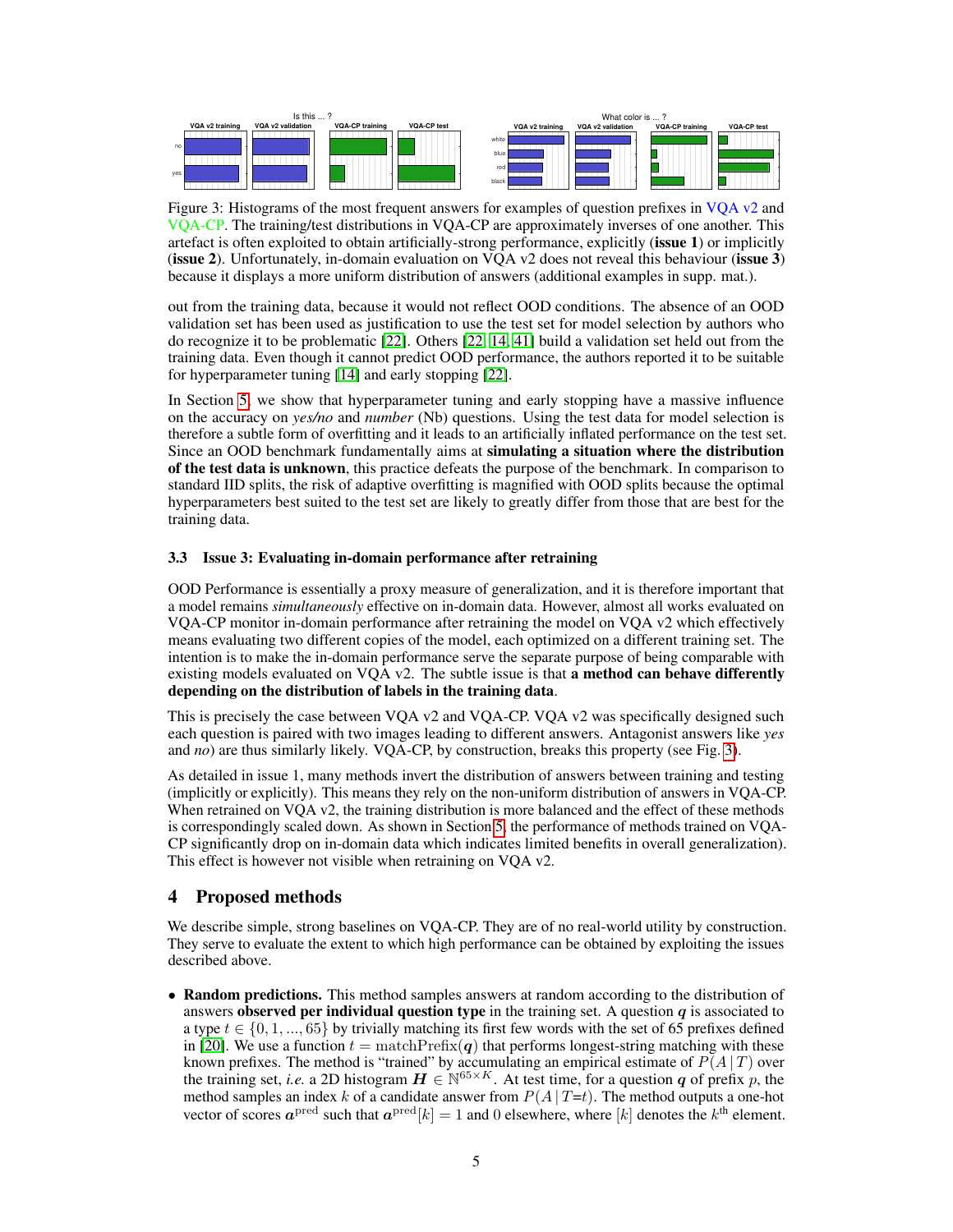Figure 3: Histograms of the most frequent answers for examples of question prefixes in VQA v2 and VQA-CP. The training/test distributions in VQA-CP are approximately inverses of one another. This artefact is often exploited to obtain artificially-strong performance, explicitly (**issue 1**) or implicitly (**issue 2**). Unfortunately, in-domain evaluation on VQA v2 does not reveal this behaviour (**issue 3**) because it displays a more uniform distribution of answers (additional examples in supp. mat.).

out from the training data, because it would not reflect OOD conditions. The absence of an OOD validation set has been used as justification to use the test set for model selection by authors who do recognize it to be problematic [22]. Others [22, 14, 41] build a validation set held out from the training data. Even though it cannot predict OOD performance, the authors reported it to be suitable for hyperparameter tuning [14] and early stopping [22].

In Section 5, we show that hyperparameter tuning and early stopping have a massive influence on the accuracy on *yes/no* and *number* (Nb) questions. Using the test data for model selection is therefore a subtle form of overfitting and it leads to an artificially inflated performance on the test set. Since an OOD benchmark fundamentally aims at **simulating a situation where the distribution of the test data is unknown**, this practice defeats the purpose of the benchmark. In comparison to standard IID splits, the risk of adaptive overfitting is magnified with OOD splits because the optimal hyperparameters best suited to the test set are likely to greatly differ from those that are best for the training data.

### 3.3 Issue 3: Evaluating in-domain performance after retraining

OOD Performance is essentially a proxy measure of generalization, and it is therefore important that a model remains *simultaneously* effective on in-domain data. However, almost all works evaluated on VQA-CP monitor in-domain performance after retraining the model on VQA v2 which effectively means evaluating two different copies of the model, each optimized on a different training set. The intention is to make the in-domain performance serve the separate purpose of being comparable with existing models evaluated on VQA v2. The subtle issue is that **a method can behave differently depending on the distribution of labels in the training data**.

This is precisely the case between VQA v2 and VQA-CP. VQA v2 was specifically designed such each question is paired with two images leading to different answers. Antagonist answers like *yes* and *no*) are thus similarly likely. VQA-CP, by construction, breaks this property (see Fig. 3).

As detailed in issue 1, many methods invert the distribution of answers between training and testing (implicitly or explicitly). This means they rely on the non-uniform distribution of answers in VQA-CP. When retrained on VQA v2, the training distribution is more balanced and the effect of these methods is correspondingly scaled down. As shown in Section 5, the performance of methods trained on VQA-CP significantly drop on in-domain data which indicates limited benefits in overall generalization). This effect is however not visible when retraining on VQA v2.

## 4 Proposed methods

We describe simple, strong baselines on VQA-CP. They are of no real-world utility by construction. They serve to evaluate the extent to which high performance can be obtained by exploiting the issues described above.

- **Random predictions.** This method samples answers at random according to the distribution of answers **observed per individual question type** in the training set. A question $\boldsymbol{q}$ is associated to a type $t \in \{0, 1, ..., 65\}$ by trivially matching its first few words with the set of 65 prefixes defined in [20]. We use a function $t = \mathrm{matchPrefix}(\boldsymbol{q})$ that performs longest-string matching with these known prefixes. The method is "trained" by accumulating an empirical estimate of $P(A \,|\, T)$ over the training set, *i.e.* a 2D histogram $\boldsymbol{H} \in \mathbb{N}^{65 \times K}$. At test time, for a question $\boldsymbol{q}$ of prefix $p$, the method samples an index $k$ of a candidate answer from $P(A \,|\, T{=}t)$. The method outputs a one-hot vector of scores $\boldsymbol{a}^{\mathrm{pred}}$ such that $\boldsymbol{a}^{\mathrm{pred}}[k] = 1$ and 0 elsewhere, where $[k]$ denotes the $k^{\mathrm{th}}$ element.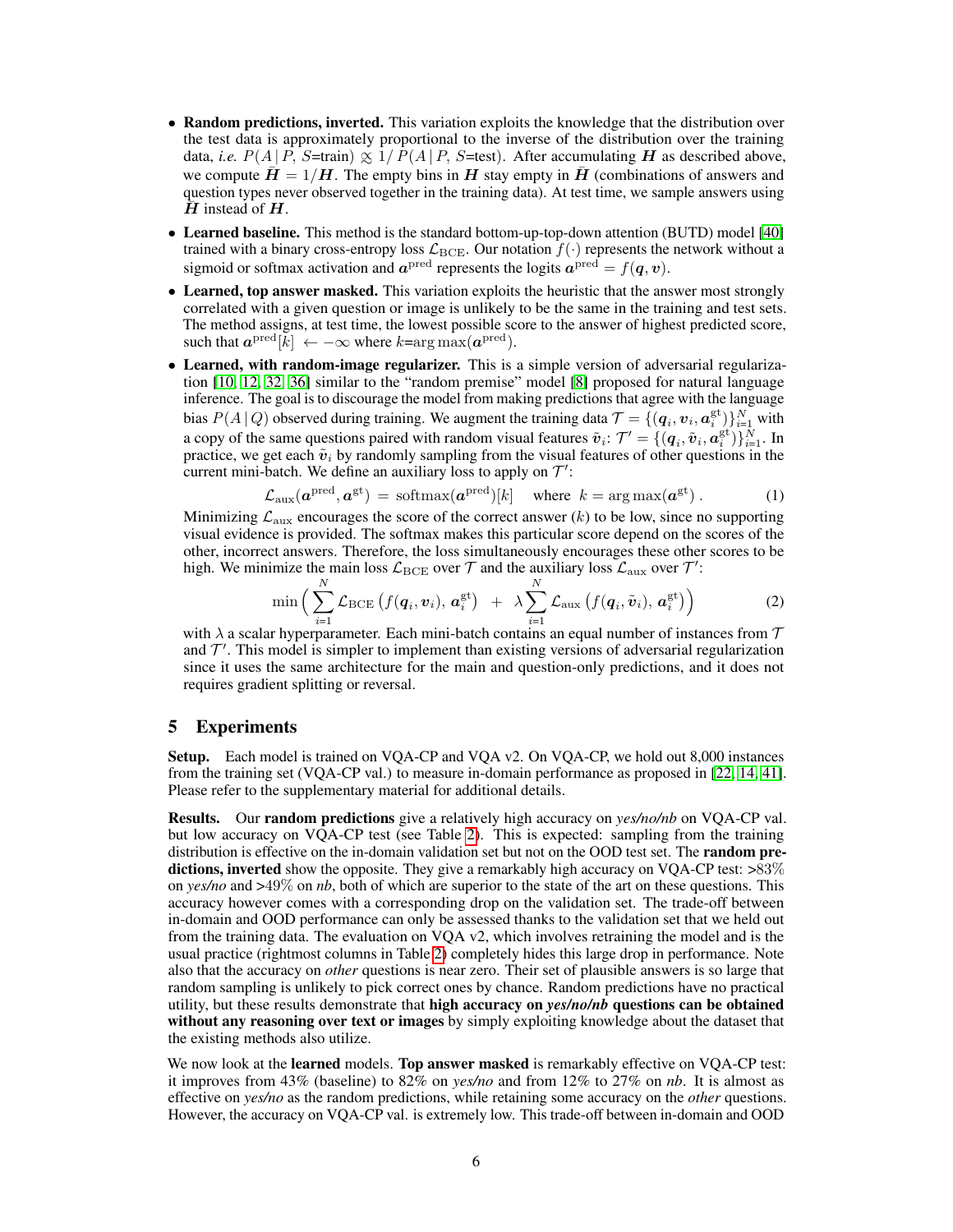- **Random predictions, inverted.** This variation exploits the knowledge that the distribution over the test data is approximately proportional to the inverse of the distribution over the training data, *i.e.* $P(A \,|\, P, S\text{=train}) \propto 1/\,P(A \,|\, P, S\text{=test})$. After accumulating $\boldsymbol{H}$ as described above, we compute $\bar{\boldsymbol{H}} = 1/\boldsymbol{H}$. The empty bins in $\boldsymbol{H}$ stay empty in $\bar{\boldsymbol{H}}$ (combinations of answers and question types never observed together in the training data). At test time, we sample answers using $\bar{\boldsymbol{H}}$ instead of $\boldsymbol{H}$.
- **Learned baseline.** This method is the standard bottom-up-top-down attention (BUTD) model [40] trained with a binary cross-entropy loss $\mathcal{L}_{\text{BCE}}$. Our notation $f(\cdot)$ represents the network without a sigmoid or softmax activation and $\boldsymbol{a}^{\text{pred}}$ represents the logits $\boldsymbol{a}^{\text{pred}} = f(\boldsymbol{q}, \boldsymbol{v})$.
- **Learned, top answer masked.** This variation exploits the heuristic that the answer most strongly correlated with a given question or image is unlikely to be the same in the training and test sets. The method assigns, at test time, the lowest possible score to the answer of highest predicted score, such that $\boldsymbol{a}^{\text{pred}}[k] \;\leftarrow -\infty$ where $k$=$\arg\max(\boldsymbol{a}^{\text{pred}})$.
- **Learned, with random-image regularizer.** This is a simple version of adversarial regularization [10, 12, 32, 36] similar to the "random premise" model [8] proposed for natural language inference. The goal is to discourage the model from making predictions that agree with the language bias $P(A \,|\, Q)$ observed during training. We augment the training data $\mathcal{T} = \{(\boldsymbol{q}_i, \boldsymbol{v}_i, \boldsymbol{a}^{\text{gt}}_i)\}_{i=1}^N$ with a copy of the same questions paired with random visual features $\tilde{\boldsymbol{v}}_i$: $\mathcal{T}' = \{(\boldsymbol{q}_i, \tilde{\boldsymbol{v}}_i, \boldsymbol{a}^{\text{gt}}_i)\}_{i=1}^N$. In practice, we get each $\tilde{\boldsymbol{v}}_i$ by randomly sampling from the visual features of other questions in the current mini-batch. We define an auxiliary loss to apply on $\mathcal{T}'$:

$$\mathcal{L}_{\text{aux}}(\boldsymbol{a}^{\text{pred}}, \boldsymbol{a}^{\text{gt}}) \;=\; \text{softmax}(\boldsymbol{a}^{\text{pred}})[k] \quad \text{where } \; k = \arg\max(\boldsymbol{a}^{\text{gt}})\,. \tag{1}$$

Minimizing $\mathcal{L}_{\text{aux}}$ encourages the score of the correct answer ($k$) to be low, since no supporting visual evidence is provided. The softmax makes this particular score depend on the scores of the other, incorrect answers. Therefore, the loss simultaneously encourages these other scores to be high. We minimize the main loss $\mathcal{L}_{\text{BCE}}$ over $\mathcal{T}$ and the auxiliary loss $\mathcal{L}_{\text{aux}}$ over $\mathcal{T}'$:

$$\min \Big( \sum_{i=1}^{N} \mathcal{L}_{\text{BCE}}\left(f(\boldsymbol{q}_i, \boldsymbol{v}_i),\, \boldsymbol{a}^{\text{gt}}_i\right) \;+\; \lambda \sum_{i=1}^{N} \mathcal{L}_{\text{aux}}\left(f(\boldsymbol{q}_i, \tilde{\boldsymbol{v}}_i),\, \boldsymbol{a}^{\text{gt}}_i\right) \Big) \tag{2}$$

with $\lambda$ a scalar hyperparameter. Each mini-batch contains an equal number of instances from $\mathcal{T}$ and $\mathcal{T}'$. This model is simpler to implement than existing versions of adversarial regularization since it uses the same architecture for the main and question-only predictions, and it does not requires gradient splitting or reversal.

## 5 Experiments

**Setup.** Each model is trained on VQA-CP and VQA v2. On VQA-CP, we hold out 8,000 instances from the training set (VQA-CP val.) to measure in-domain performance as proposed in [22, 14, 41]. Please refer to the supplementary material for additional details.

**Results.** Our **random predictions** give a relatively high accuracy on *yes/no/nb* on VQA-CP val. but low accuracy on VQA-CP test (see Table 2). This is expected: sampling from the training distribution is effective on the in-domain validation set but not on the OOD test set. The **random predictions, inverted** show the opposite. They give a remarkably high accuracy on VQA-CP test: >83% on *yes/no* and >49% on *nb*, both of which are superior to the state of the art on these questions. This accuracy however comes with a corresponding drop on the validation set. The trade-off between in-domain and OOD performance can only be assessed thanks to the validation set that we held out from the training data. The evaluation on VQA v2, which involves retraining the model and is the usual practice (rightmost columns in Table 2) completely hides this large drop in performance. Note also that the accuracy on *other* questions is near zero. Their set of plausible answers is so large that random sampling is unlikely to pick correct ones by chance. Random predictions have no practical utility, but these results demonstrate that **high accuracy on *yes/no/nb* questions can be obtained without any reasoning over text or images** by simply exploiting knowledge about the dataset that the existing methods also utilize.

We now look at the **learned** models. **Top answer masked** is remarkably effective on VQA-CP test: it improves from 43% (baseline) to 82% on *yes/no* and from 12% to 27% on *nb*. It is almost as effective on *yes/no* as the random predictions, while retaining some accuracy on the *other* questions. However, the accuracy on VQA-CP val. is extremely low. This trade-off between in-domain and OOD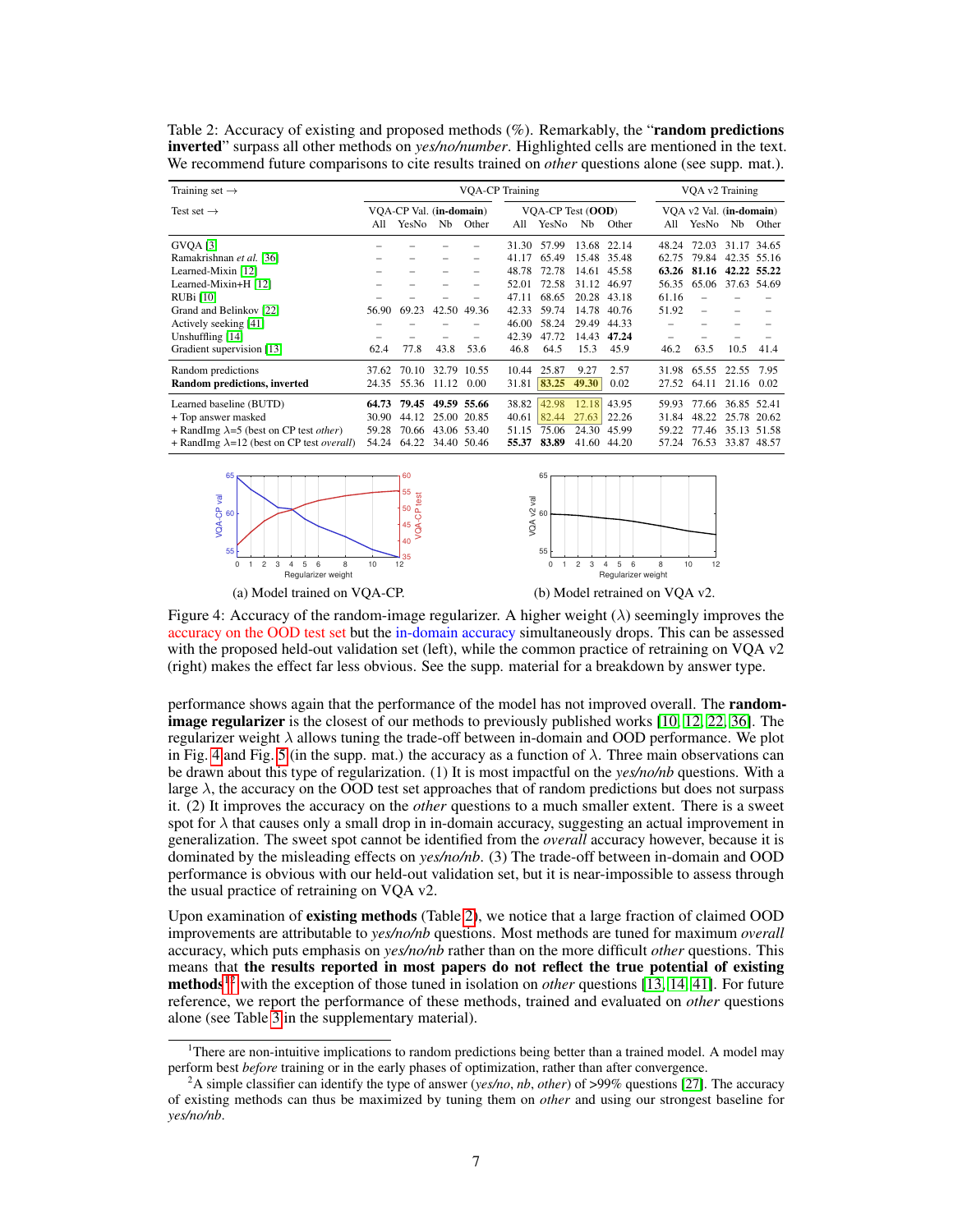Table 2: Accuracy of existing and proposed methods (%). Remarkably, the "**random predictions inverted**" surpass all other methods on *yes/no/number*. Highlighted cells are mentioned in the text. We recommend future comparisons to cite results trained on *other* questions alone (see supp. mat.).

| Training set → | VQA-CP Training | | | | | | | | VQA v2 Training | | | |
|---|---|---|---|---|---|---|---|---|---|---|---|---|
| Test set → | VQA-CP Val. (**in-domain**) | | | | VQA-CP Test (**OOD**) | | | | VQA v2 Val. (**in-domain**) | | | |
| | All | YesNo | Nb | Other | All | YesNo | Nb | Other | All | YesNo | Nb | Other |
| GVQA [3] | – | – | – | – | 31.30 | 57.99 | 13.68 | 22.14 | 48.24 | 72.03 | 31.17 | 34.65 |
| Ramakrishnan *et al.* [36] | – | – | – | – | 41.17 | 65.49 | 15.48 | 35.48 | 62.75 | 79.84 | 42.35 | 55.16 |
| Learned-Mixin [12] | – | – | – | – | 48.78 | 72.78 | 14.61 | 45.58 | **63.26** | **81.16** | **42.22** | **55.22** |
| Learned-Mixin+H [12] | – | – | – | – | 52.01 | 72.58 | 31.12 | 46.97 | 56.35 | 65.06 | 37.63 | 54.69 |
| RUBi [10] | – | – | – | – | 47.11 | 68.65 | 20.28 | 43.18 | 61.16 | – | – | – |
| Grand and Belinkov [22] | 56.90 | 69.23 | 42.50 | 49.36 | 42.33 | 59.74 | 14.78 | 40.76 | 51.92 | – | – | – |
| Actively seeking [41] | – | – | – | – | 46.00 | 58.24 | 29.49 | 44.33 | – | – | – | – |
| Unshuffling [14] | – | – | – | – | 42.39 | 47.72 | 14.43 | **47.24** | – | – | – | – |
| Gradient supervision [13] | 62.4 | 77.8 | 43.8 | 53.6 | 46.8 | 64.5 | 15.3 | 45.9 | 46.2 | 63.5 | 10.5 | 41.4 |
| Random predictions | 37.62 | 70.10 | 32.79 | 10.55 | 10.44 | 25.87 | 9.27 | 2.57 | 31.98 | 65.55 | 22.55 | 7.95 |
| **Random predictions, inverted** | 24.35 | 55.36 | 11.12 | 0.00 | 31.81 | **83.25** | **49.30** | 0.02 | 27.52 | 64.11 | 21.16 | 0.02 |
| Learned baseline (BUTD) | **64.73** | **79.45** | **49.59** | **55.66** | 38.82 | 42.98 | 12.18 | 43.95 | 59.93 | 77.66 | 36.85 | 52.41 |
| + Top answer masked | 30.90 | 44.12 | 25.00 | 20.85 | 40.61 | 82.44 | 27.63 | 22.26 | 31.84 | 48.22 | 25.78 | 20.62 |
| + RandImg $\lambda$=5 (best on CP test *other*) | 59.28 | 70.66 | 43.06 | 53.40 | 51.15 | 75.06 | 24.30 | 45.99 | 59.22 | 77.46 | 35.13 | 51.58 |
| + RandImg $\lambda$=12 (best on CP test *overall*) | 54.24 | 64.22 | 34.40 | 50.46 | **55.37** | **83.89** | 41.60 | 44.20 | 57.24 | 76.53 | 33.87 | 48.57 |

(a) Model trained on VQA-CP. (b) Model retrained on VQA v2.

Figure 4: Accuracy of the random-image regularizer. A higher weight ($\lambda$) seemingly improves the accuracy on the OOD test set but the in-domain accuracy simultaneously drops. This can be assessed with the proposed held-out validation set (left), while the common practice of retraining on VQA v2 (right) makes the effect far less obvious. See the supp. material for a breakdown by answer type.

performance shows again that the performance of the model has not improved overall. The **random-image regularizer** is the closest of our methods to previously published works [10, 12, 22, 36]. The regularizer weight $\lambda$ is allows tuning the trade-off between in-domain and OOD performance. We plot in Fig. 4 and Fig. 5 (in the supp. mat.) the accuracy as a function of $\lambda$. Three main observations can be drawn about this type of regularization. (1) It is most impactful on the *yes/no/nb* questions. With a large $\lambda$, the accuracy on the OOD test set approaches that of random predictions but does not surpass it. (2) It improves the accuracy on the *other* questions to a much smaller extent. There is a sweet spot for $\lambda$ that causes only a small drop in in-domain accuracy, suggesting an actual improvement in generalization. The sweet spot cannot be identified from the *overall* accuracy however, because it is dominated by the misleading effects on *yes/no/nb*. (3) The trade-off between in-domain and OOD performance is obvious with our held-out validation set, but it is near-impossible to assess through the usual practice of retraining on VQA v2.

Upon examination of **existing methods** (Table 2), we notice that a large fraction of claimed OOD improvements are attributable to *yes/no/nb* questions. Most methods are tuned for maximum *overall* accuracy, which puts emphasis on *yes/no/nb* rather than on the more difficult *other* questions. This means that **the results reported in most papers do not reflect the true potential of existing methods**[2] with the exception of those tuned in isolation on *other* questions [13, 14, 41]. For future reference, we report the performance of these methods, trained and evaluated on *other* questions alone (see Table 3 in the supplementary material).

[1]There are non-intuitive implications to random predictions being better than a trained model. A model may perform best *before* training or in the early phases of optimization, rather than after convergence.

[2]A simple classifier can identify the type of answer (*yes/no*, *nb*, *other*) of >99% questions [27]. The accuracy of existing methods can thus be maximized by tuning them on *other* and using our strongest baseline for *yes/no/nb*.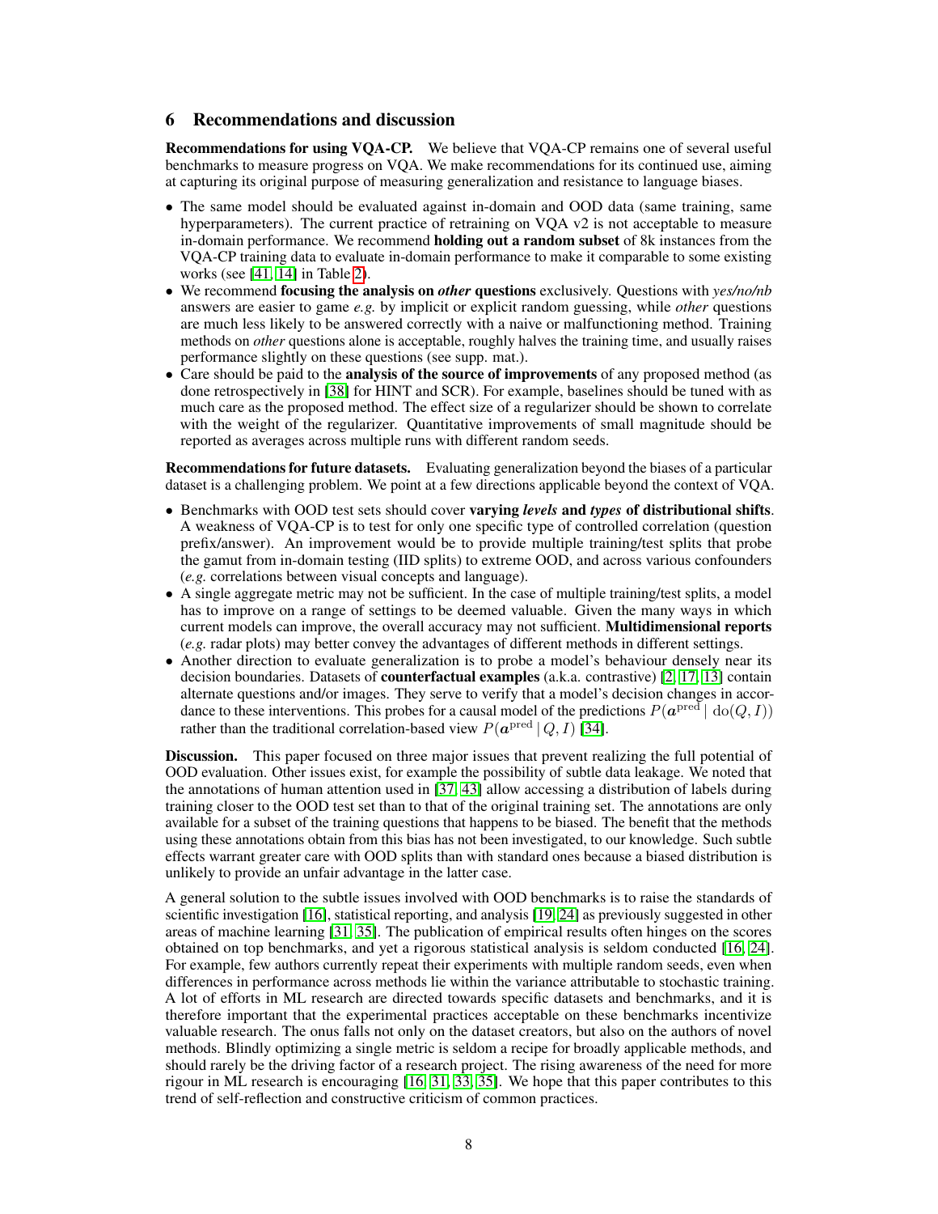## 6 Recommendations and discussion

**Recommendations for using VQA-CP.** We believe that VQA-CP remains one of several useful benchmarks to measure progress on VQA. We make recommendations for its continued use, aiming at capturing its original purpose of measuring generalization and resistance to language biases.

- The same model should be evaluated against in-domain and OOD data (same training, same hyperparameters). The current practice of retraining on VQA v2 is not acceptable to measure in-domain performance. We recommend **holding out a random subset** of 8k instances from the VQA-CP training data to evaluate in-domain performance to make it comparable to some existing works (see [41, 14] in Table 2).
- We recommend **focusing the analysis on *other* questions** exclusively. Questions with *yes/no/nb* answers are easier to game *e.g.* by implicit or explicit random guessing, while *other* questions are much less likely to be answered correctly with a naive or malfunctioning method. Training methods on *other* questions alone is acceptable, roughly halves the training time, and usually raises performance slightly on these questions (see supp. mat.).
- Care should be paid to the **analysis of the source of improvements** of any proposed method (as done retrospectively in [38] for HINT and SCR). For example, baselines should be tuned with as much care as the proposed method. The effect size of a regularizer should be shown to correlate with the weight of the regularizer. Quantitative improvements of small magnitude should be reported as averages across multiple runs with different random seeds.

**Recommendations for future datasets.** Evaluating generalization beyond the biases of a particular dataset is a challenging problem. We point at a few directions applicable beyond the context of VQA.

- Benchmarks with OOD test sets should cover **varying *levels* and *types* of distributional shifts**. A weakness of VQA-CP is to test for only one specific type of controlled correlation (question prefix/answer). An improvement would be to provide multiple training/test splits that probe the gamut from in-domain testing (IID splits) to extreme OOD, and across various confounders (*e.g.* correlations between visual concepts and language).
- A single aggregate metric may not be sufficient. In the case of multiple training/test splits, a model has to improve on a range of settings to be deemed valuable. Given the many ways in which current models can improve, the overall accuracy may not sufficient. **Multidimensional reports** (*e.g.* radar plots) may better convey the advantages of different methods in different settings.
- Another direction to evaluate generalization is to probe a model's behaviour densely near its decision boundaries. Datasets of **counterfactual examples** (a.k.a. contrastive) [2, 17, 13] contain alternate questions and/or images. They serve to verify that a model's decision changes in accordance to these interventions. This probes for a causal model of the predictions $P(\boldsymbol{a}^{\text{pred}} \mid \text{do}(Q, I))$ rather than the traditional correlation-based view $P(\boldsymbol{a}^{\text{pred}} \mid Q, I)$ [34].

**Discussion.** This paper focused on three major issues that prevent realizing the full potential of OOD evaluation. Other issues exist, for example the possibility of subtle data leakage. We noted that the annotations of human attention used in [37, 43] allow accessing a distribution of labels during training closer to the OOD test set than to that of the original training set. The annotations are only available for a subset of the training questions that happens to be biased. The benefit that the methods using these annotations obtain from this bias has not been investigated, to our knowledge. Such subtle effects warrant greater care with OOD splits than with standard ones because a biased distribution is unlikely to provide an unfair advantage in the latter case.

A general solution to the subtle issues involved with OOD benchmarks is to raise the standards of scientific investigation [16], statistical reporting, and analysis [19, 24] as previously suggested in other areas of machine learning [31, 35]. The publication of empirical results often hinges on the scores obtained on top benchmarks, and yet a rigorous statistical analysis is seldom conducted [16, 24]. For example, few authors currently repeat their experiments with multiple random seeds, even when differences in performance across methods lie within the variance attributable to stochastic training. A lot of efforts in ML research are directed towards specific datasets and benchmarks, and it is therefore important that the experimental practices acceptable on these benchmarks incentivize valuable research. The onus falls not only on the dataset creators, but also on the authors of novel methods. Blindly optimizing a single metric is seldom a recipe for broadly applicable methods, and should rarely be the driving factor of a research project. The rising awareness of the need for more rigour in ML research is encouraging [16, 31, 33, 35]. We hope that this paper contributes to this trend of self-reflection and constructive criticism of common practices.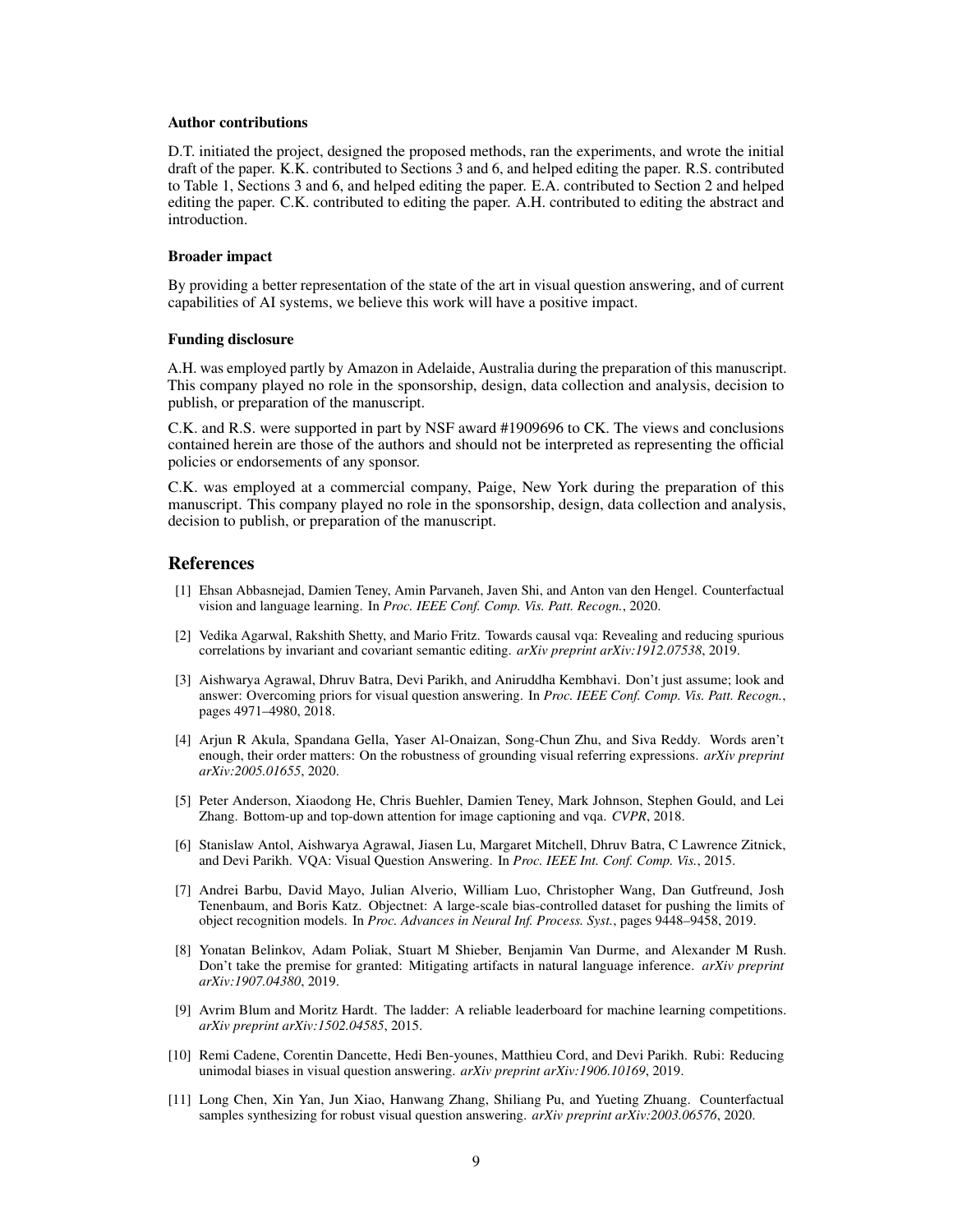### Author contributions

D.T. initiated the project, designed the proposed methods, ran the experiments, and wrote the initial draft of the paper. K.K. contributed to Sections 3 and 6, and helped editing the paper. R.S. contributed to Table 1, Sections 3 and 6, and helped editing the paper. E.A. contributed to Section 2 and helped editing the paper. C.K. contributed to editing the paper. A.H. contributed to editing the abstract and introduction.

### Broader impact

By providing a better representation of the state of the art in visual question answering, and of current capabilities of AI systems, we believe this work will have a positive impact.

### Funding disclosure

A.H. was employed partly by Amazon in Adelaide, Australia during the preparation of this manuscript. This company played no role in the sponsorship, design, data collection and analysis, decision to publish, or preparation of the manuscript.

C.K. and R.S. were supported in part by NSF award #1909696 to CK. The views and conclusions contained herein are those of the authors and should not be interpreted as representing the official policies or endorsements of any sponsor.

C.K. was employed at a commercial company, Paige, New York during the preparation of this manuscript. This company played no role in the sponsorship, design, data collection and analysis, decision to publish, or preparation of the manuscript.

## References

[1] Ehsan Abbasnejad, Damien Teney, Amin Parvaneh, Javen Shi, and Anton van den Hengel. Counterfactual vision and language learning. In *Proc. IEEE Conf. Comp. Vis. Patt. Recogn.*, 2020.

[2] Vedika Agarwal, Rakshith Shetty, and Mario Fritz. Towards causal vqa: Revealing and reducing spurious correlations by invariant and covariant semantic editing. *arXiv preprint arXiv:1912.07538*, 2019.

[3] Aishwarya Agrawal, Dhruv Batra, Devi Parikh, and Aniruddha Kembhavi. Don't just assume; look and answer: Overcoming priors for visual question answering. In *Proc. IEEE Conf. Comp. Vis. Patt. Recogn.*, pages 4971–4980, 2018.

[4] Arjun R Akula, Spandana Gella, Yaser Al-Onaizan, Song-Chun Zhu, and Siva Reddy. Words aren't enough, their order matters: On the robustness of grounding visual referring expressions. *arXiv preprint arXiv:2005.01655*, 2020.

[5] Peter Anderson, Xiaodong He, Chris Buehler, Damien Teney, Mark Johnson, Stephen Gould, and Lei Zhang. Bottom-up and top-down attention for image captioning and vqa. *CVPR*, 2018.

[6] Stanislaw Antol, Aishwarya Agrawal, Jiasen Lu, Margaret Mitchell, Dhruv Batra, C Lawrence Zitnick, and Devi Parikh. VQA: Visual Question Answering. In *Proc. IEEE Int. Conf. Comp. Vis.*, 2015.

[7] Andrei Barbu, David Mayo, Julian Alverio, William Luo, Christopher Wang, Dan Gutfreund, Josh Tenenbaum, and Boris Katz. Objectnet: A large-scale bias-controlled dataset for pushing the limits of object recognition models. In *Proc. Advances in Neural Inf. Process. Syst.*, pages 9448–9458, 2019.

[8] Yonatan Belinkov, Adam Poliak, Stuart M Shieber, Benjamin Van Durme, and Alexander M Rush. Don't take the premise for granted: Mitigating artifacts in natural language inference. *arXiv preprint arXiv:1907.04380*, 2019.

[9] Avrim Blum and Moritz Hardt. The ladder: A reliable leaderboard for machine learning competitions. *arXiv preprint arXiv:1502.04585*, 2015.

[10] Remi Cadene, Corentin Dancette, Hedi Ben-younes, Matthieu Cord, and Devi Parikh. Rubi: Reducing unimodal biases in visual question answering. *arXiv preprint arXiv:1906.10169*, 2019.

[11] Long Chen, Xin Yan, Jun Xiao, Hanwang Zhang, Shiliang Pu, and Yueting Zhuang. Counterfactual samples synthesizing for robust visual question answering. *arXiv preprint arXiv:2003.06576*, 2020.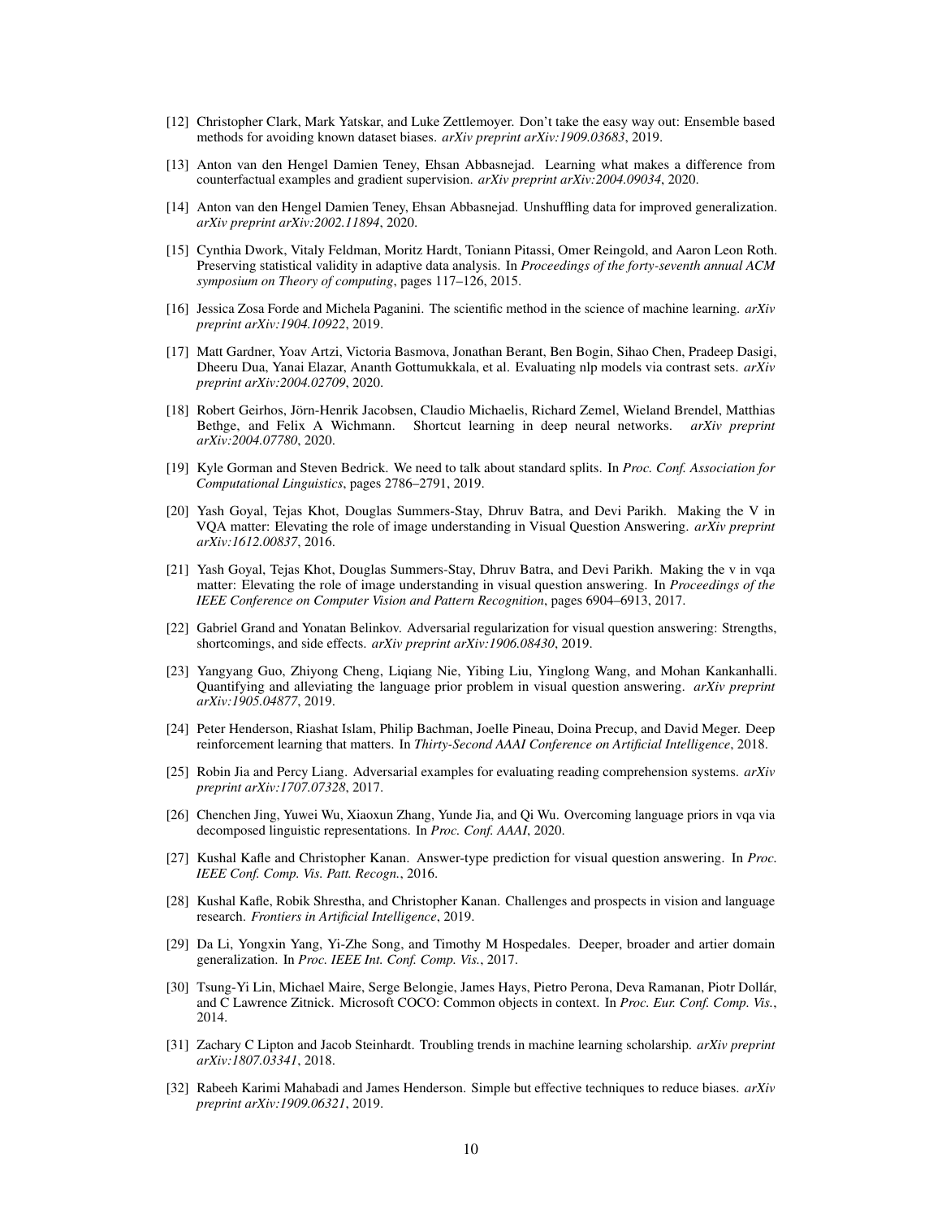[12] Christopher Clark, Mark Yatskar, and Luke Zettlemoyer. Don't take the easy way out: Ensemble based methods for avoiding known dataset biases. *arXiv preprint arXiv:1909.03683*, 2019.

[13] Anton van den Hengel Damien Teney, Ehsan Abbasnejad. Learning what makes a difference from counterfactual examples and gradient supervision. *arXiv preprint arXiv:2004.09034*, 2020.

[14] Anton van den Hengel Damien Teney, Ehsan Abbasnejad. Unshuffling data for improved generalization. *arXiv preprint arXiv:2002.11894*, 2020.

[15] Cynthia Dwork, Vitaly Feldman, Moritz Hardt, Toniann Pitassi, Omer Reingold, and Aaron Leon Roth. Preserving statistical validity in adaptive data analysis. In *Proceedings of the forty-seventh annual ACM symposium on Theory of computing*, pages 117–126, 2015.

[16] Jessica Zosa Forde and Michela Paganini. The scientific method in the science of machine learning. *arXiv preprint arXiv:1904.10922*, 2019.

[17] Matt Gardner, Yoav Artzi, Victoria Basmova, Jonathan Berant, Ben Bogin, Sihao Chen, Pradeep Dasigi, Dheeru Dua, Yanai Elazar, Ananth Gottumukkala, et al. Evaluating nlp models via contrast sets. *arXiv preprint arXiv:2004.02709*, 2020.

[18] Robert Geirhos, Jörn-Henrik Jacobsen, Claudio Michaelis, Richard Zemel, Wieland Brendel, Matthias Bethge, and Felix A Wichmann. Shortcut learning in deep neural networks. *arXiv preprint arXiv:2004.07780*, 2020.

[19] Kyle Gorman and Steven Bedrick. We need to talk about standard splits. In *Proc. Conf. Association for Computational Linguistics*, pages 2786–2791, 2019.

[20] Yash Goyal, Tejas Khot, Douglas Summers-Stay, Dhruv Batra, and Devi Parikh. Making the V in VQA matter: Elevating the role of image understanding in Visual Question Answering. *arXiv preprint arXiv:1612.00837*, 2016.

[21] Yash Goyal, Tejas Khot, Douglas Summers-Stay, Dhruv Batra, and Devi Parikh. Making the v in vqa matter: Elevating the role of image understanding in visual question answering. In *Proceedings of the IEEE Conference on Computer Vision and Pattern Recognition*, pages 6904–6913, 2017.

[22] Gabriel Grand and Yonatan Belinkov. Adversarial regularization for visual question answering: Strengths, shortcomings, and side effects. *arXiv preprint arXiv:1906.08430*, 2019.

[23] Yangyang Guo, Zhiyong Cheng, Liqiang Nie, Yibing Liu, Yinglong Wang, and Mohan Kankanhalli. Quantifying and alleviating the language prior problem in visual question answering. *arXiv preprint arXiv:1905.04877*, 2019.

[24] Peter Henderson, Riashat Islam, Philip Bachman, Joelle Pineau, Doina Precup, and David Meger. Deep reinforcement learning that matters. In *Thirty-Second AAAI Conference on Artificial Intelligence*, 2018.

[25] Robin Jia and Percy Liang. Adversarial examples for evaluating reading comprehension systems. *arXiv preprint arXiv:1707.07328*, 2017.

[26] Chenchen Jing, Yuwei Wu, Xiaoxun Zhang, Yunde Jia, and Qi Wu. Overcoming language priors in vqa via decomposed linguistic representations. In *Proc. Conf. AAAI*, 2020.

[27] Kushal Kafle and Christopher Kanan. Answer-type prediction for visual question answering. In *Proc. IEEE Conf. Comp. Vis. Patt. Recogn.*, 2016.

[28] Kushal Kafle, Robik Shrestha, and Christopher Kanan. Challenges and prospects in vision and language research. *Frontiers in Artificial Intelligence*, 2019.

[29] Da Li, Yongxin Yang, Yi-Zhe Song, and Timothy M Hospedales. Deeper, broader and artier domain generalization. In *Proc. IEEE Int. Conf. Comp. Vis.*, 2017.

[30] Tsung-Yi Lin, Michael Maire, Serge Belongie, James Hays, Pietro Perona, Deva Ramanan, Piotr Dollár, and C Lawrence Zitnick. Microsoft COCO: Common objects in context. In *Proc. Eur. Conf. Comp. Vis.*, 2014.

[31] Zachary C Lipton and Jacob Steinhardt. Troubling trends in machine learning scholarship. *arXiv preprint arXiv:1807.03341*, 2018.

[32] Rabeeh Karimi Mahabadi and James Henderson. Simple but effective techniques to reduce biases. *arXiv preprint arXiv:1909.06321*, 2019.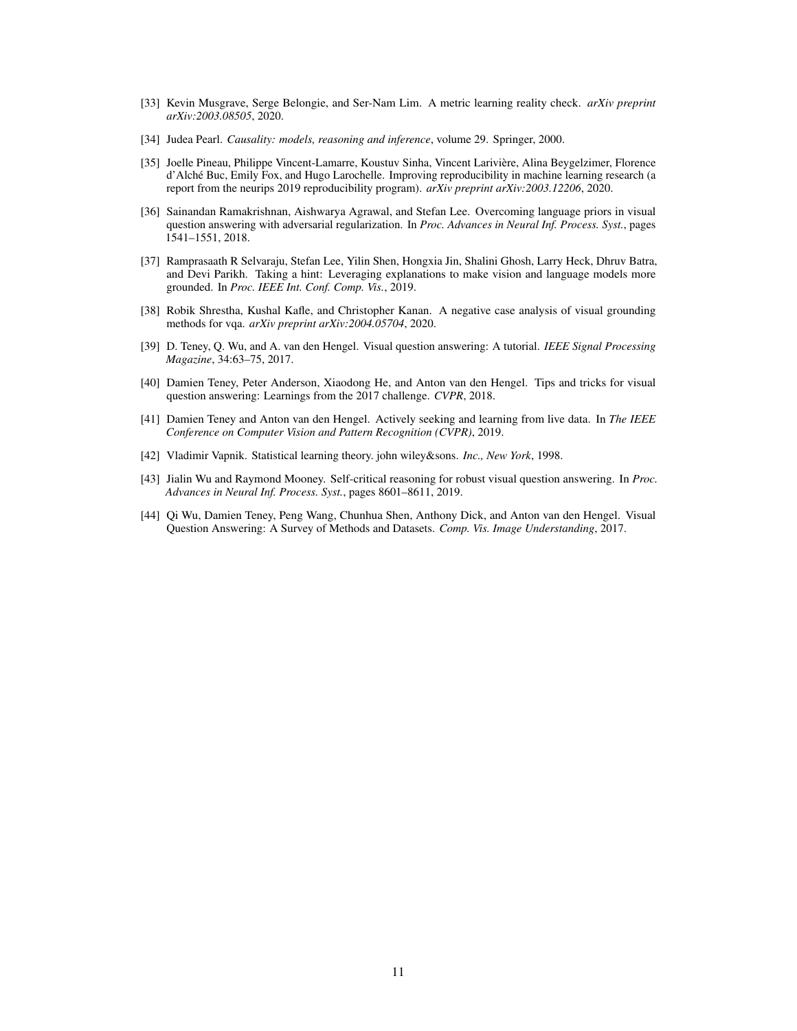[33] Kevin Musgrave, Serge Belongie, and Ser-Nam Lim. A metric learning reality check. *arXiv preprint arXiv:2003.08505*, 2020.

[34] Judea Pearl. *Causality: models, reasoning and inference*, volume 29. Springer, 2000.

[35] Joelle Pineau, Philippe Vincent-Lamarre, Koustuv Sinha, Vincent Larivière, Alina Beygelzimer, Florence d'Alché Buc, Emily Fox, and Hugo Larochelle. Improving reproducibility in machine learning research (a report from the neurips 2019 reproducibility program). *arXiv preprint arXiv:2003.12206*, 2020.

[36] Sainandan Ramakrishnan, Aishwarya Agrawal, and Stefan Lee. Overcoming language priors in visual question answering with adversarial regularization. In *Proc. Advances in Neural Inf. Process. Syst.*, pages 1541–1551, 2018.

[37] Ramprasaath R Selvaraju, Stefan Lee, Yilin Shen, Hongxia Jin, Shalini Ghosh, Larry Heck, Dhruv Batra, and Devi Parikh. Taking a hint: Leveraging explanations to make vision and language models more grounded. In *Proc. IEEE Int. Conf. Comp. Vis.*, 2019.

[38] Robik Shrestha, Kushal Kafle, and Christopher Kanan. A negative case analysis of visual grounding methods for vqa. *arXiv preprint arXiv:2004.05704*, 2020.

[39] D. Teney, Q. Wu, and A. van den Hengel. Visual question answering: A tutorial. *IEEE Signal Processing Magazine*, 34:63–75, 2017.

[40] Damien Teney, Peter Anderson, Xiaodong He, and Anton van den Hengel. Tips and tricks for visual question answering: Learnings from the 2017 challenge. *CVPR*, 2018.

[41] Damien Teney and Anton van den Hengel. Actively seeking and learning from live data. In *The IEEE Conference on Computer Vision and Pattern Recognition (CVPR)*, 2019.

[42] Vladimir Vapnik. Statistical learning theory. john wiley&sons. *Inc., New York*, 1998.

[43] Jialin Wu and Raymond Mooney. Self-critical reasoning for robust visual question answering. In *Proc. Advances in Neural Inf. Process. Syst.*, pages 8601–8611, 2019.

[44] Qi Wu, Damien Teney, Peng Wang, Chunhua Shen, Anthony Dick, and Anton van den Hengel. Visual Question Answering: A Survey of Methods and Datasets. *Comp. Vis. Image Understanding*, 2017.